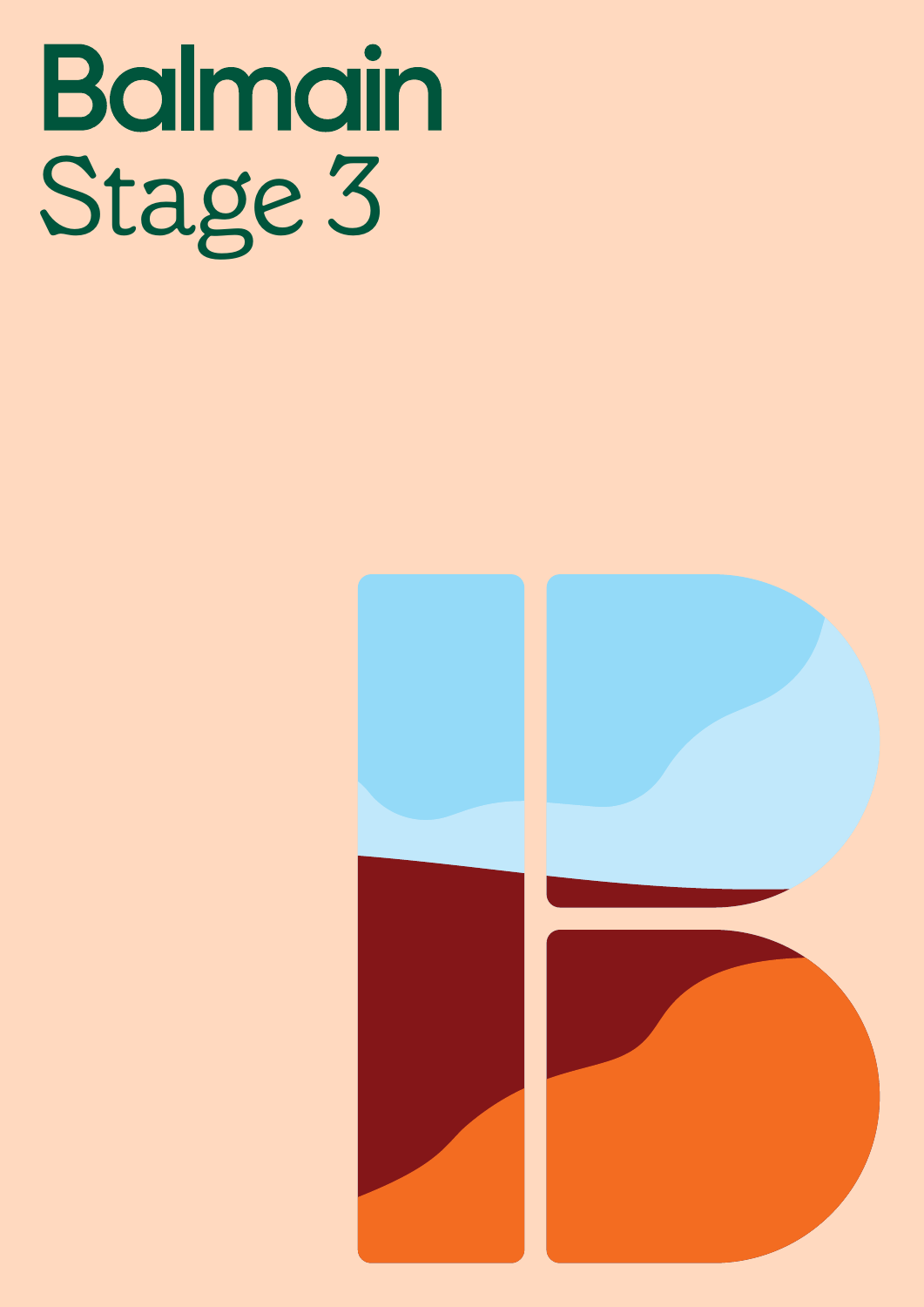# Balmain
## Stage 3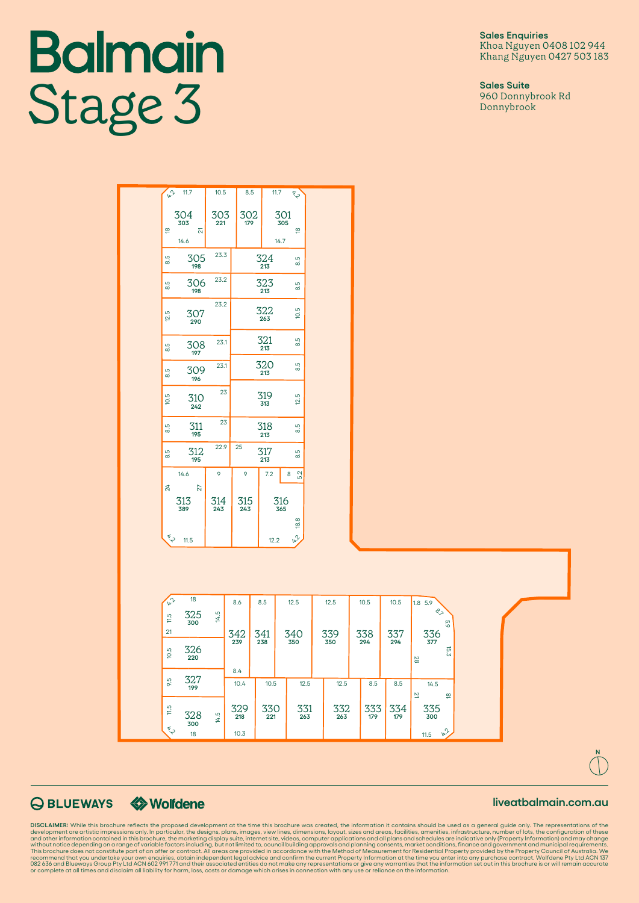# Balmain
## Stage 3

**Sales Enquiries**
Khoa Nguyen 0408 102 944
Khang Nguyen 0427 503 183

**Sales Suite**
960 Donnybrook Rd
Donnybrook

304
303

303
221

302
179

301
305

305
198

324
213

306
198

323
213

307
290

322
263

308
197

321
213

309
196

320
213

310
242

319
313

311
195

318
213

312
195

317
213

313
389

314
243

315
243

316
365

325
300

326
220

327
199

328
300

342
239

341
238

340
350

339
350

338
294

337
294

336
377

329
218

330
221

331
263

332
263

333
179

334
179

335
300

N

BLUEWAYS Wolfdene

liveatbalmain.com.au

**DISCLAIMER:** While this brochure reflects the proposed development at the time this brochure was created, the information it contains should be used as a general guide only. The representations of the development are artistic impressions only. In particular, the designs, plans, images, view lines, dimensions, layout, sizes and areas, facilities, amenities, infrastructure, number of lots, the configuration of these and other information contained in this brochure, the marketing display suite, internet site, videos, computer applications and all plans and schedules are indicative only (Property Information) and may change without notice depending on a range of variable factors including, but not limited to, council building approvals and planning consents, market conditions, finance and government and municipal requirements. This brochure does not constitute part of an offer or contract. All areas are provided in accordance with the Method of Measurement for Residential Property provided by the Property Council of Australia. We recommend that you undertake your own enquiries, obtain independent legal advice and confirm the current Property Information at the time you enter into any purchase contract. Wolfdene Pty Ltd ACN 137 082 636 and Blueways Group Pty Ltd ACN 602 991 771 and their associated entities do not make any representations or give any warranties that the information set out in this brochure is or will remain accurate or complete at all times and disclaim all liability for harm, loss, costs or damage which arises in connection with any use or reliance on the information.